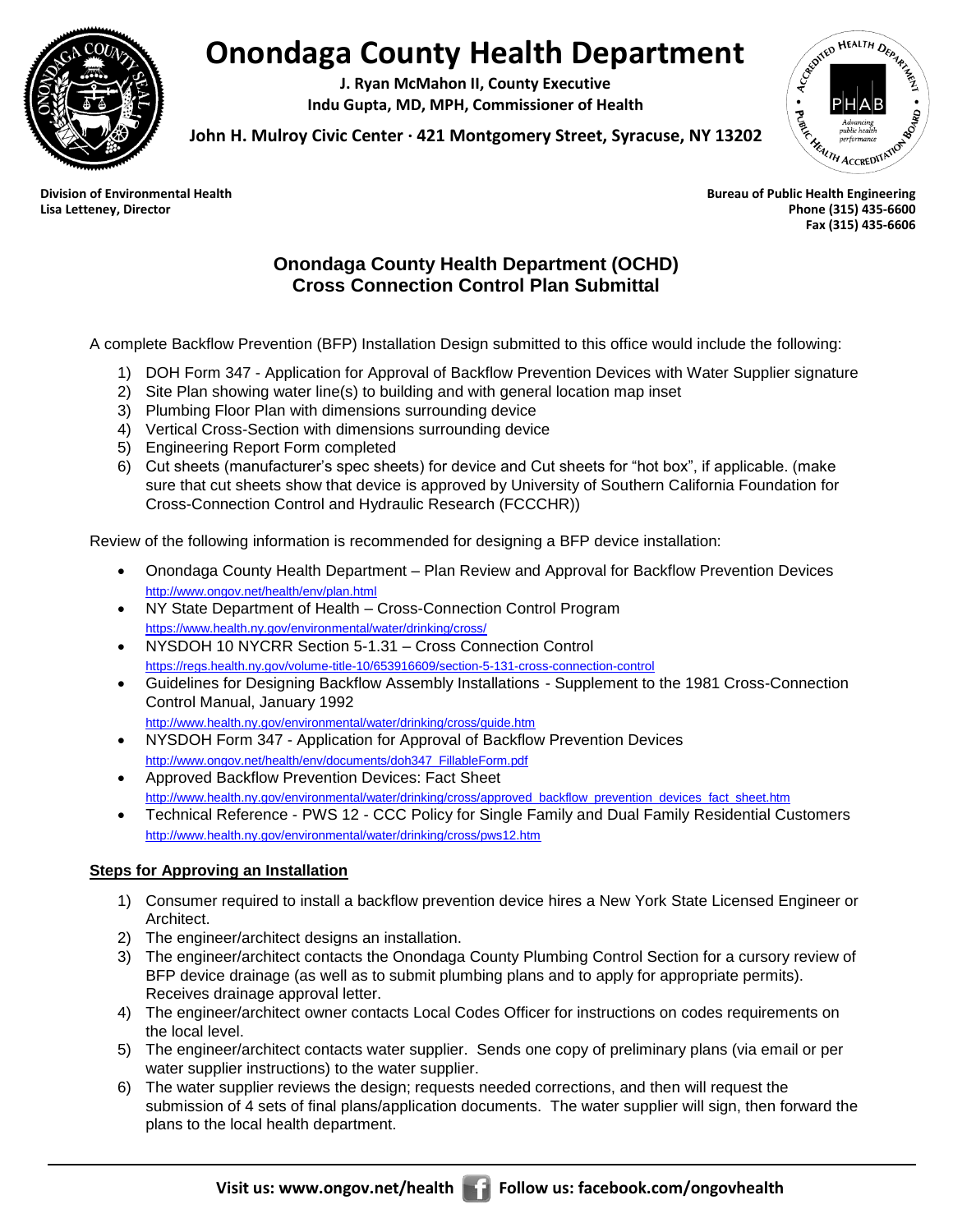# Onondaga County Health Department

**J. Ryan McMahon II, County Executive**
**Indu Gupta, MD, MPH, Commissioner of Health**

**John H. Mulroy Civic Center · 421 Montgomery Street, Syracuse, NY 13202**

**Division of Environmental Health**
**Lisa Letteney, Director**

**Bureau of Public Health Engineering**
**Phone (315) 435-6600**
**Fax (315) 435-6606**

## Onondaga County Health Department (OCHD) Cross Connection Control Plan Submittal

A complete Backflow Prevention (BFP) Installation Design submitted to this office would include the following:

1) DOH Form 347 - Application for Approval of Backflow Prevention Devices with Water Supplier signature
2) Site Plan showing water line(s) to building and with general location map inset
3) Plumbing Floor Plan with dimensions surrounding device
4) Vertical Cross-Section with dimensions surrounding device
5) Engineering Report Form completed
6) Cut sheets (manufacturer's spec sheets) for device and Cut sheets for "hot box", if applicable. (make sure that cut sheets show that device is approved by University of Southern California Foundation for Cross-Connection Control and Hydraulic Research (FCCCHR))

Review of the following information is recommended for designing a BFP device installation:

- Onondaga County Health Department – Plan Review and Approval for Backflow Prevention Devices
  http://www.ongov.net/health/env/plan.html
- NY State Department of Health – Cross-Connection Control Program
  https://www.health.ny.gov/environmental/water/drinking/cross/
- NYSDOH 10 NYCRR Section 5-1.31 – Cross Connection Control
  https://regs.health.ny.gov/volume-title-10/653916609/section-5-131-cross-connection-control
- Guidelines for Designing Backflow Assembly Installations - Supplement to the 1981 Cross-Connection Control Manual, January 1992
  http://www.health.ny.gov/environmental/water/drinking/cross/guide.htm
- NYSDOH Form 347 - Application for Approval of Backflow Prevention Devices
  http://www.ongov.net/health/env/documents/doh347_FillableForm.pdf
- Approved Backflow Prevention Devices: Fact Sheet
  http://www.health.ny.gov/environmental/water/drinking/cross/approved_backflow_prevention_devices_fact_sheet.htm
- Technical Reference - PWS 12 - CCC Policy for Single Family and Dual Family Residential Customers
  http://www.health.ny.gov/environmental/water/drinking/cross/pws12.htm

**Steps for Approving an Installation**

1) Consumer required to install a backflow prevention device hires a New York State Licensed Engineer or Architect.
2) The engineer/architect designs an installation.
3) The engineer/architect contacts the Onondaga County Plumbing Control Section for a cursory review of BFP device drainage (as well as to submit plumbing plans and to apply for appropriate permits). Receives drainage approval letter.
4) The engineer/architect owner contacts Local Codes Officer for instructions on codes requirements on the local level.
5) The engineer/architect contacts water supplier. Sends one copy of preliminary plans (via email or per water supplier instructions) to the water supplier.
6) The water supplier reviews the design; requests needed corrections, and then will request the submission of 4 sets of final plans/application documents. The water supplier will sign, then forward the plans to the local health department.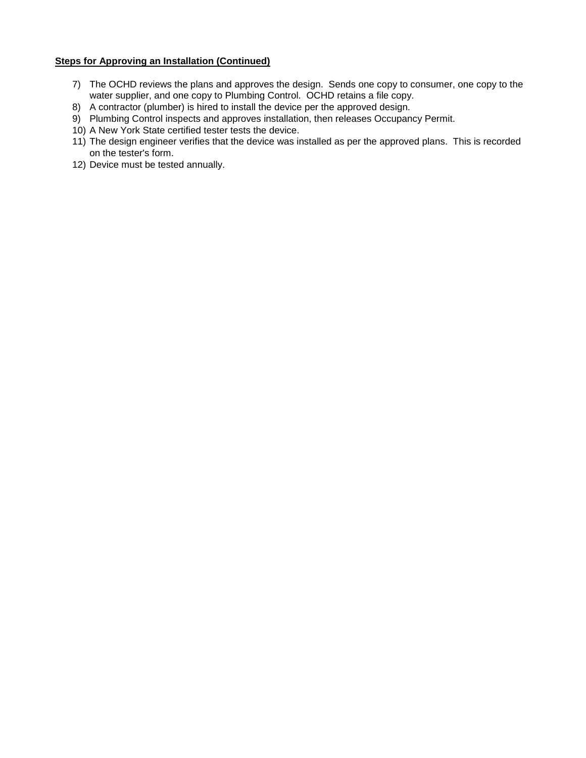**Steps for Approving an Installation (Continued)**

7) The OCHD reviews the plans and approves the design. Sends one copy to consumer, one copy to the water supplier, and one copy to Plumbing Control. OCHD retains a file copy.
8) A contractor (plumber) is hired to install the device per the approved design.
9) Plumbing Control inspects and approves installation, then releases Occupancy Permit.
10) A New York State certified tester tests the device.
11) The design engineer verifies that the device was installed as per the approved plans. This is recorded on the tester's form.
12) Device must be tested annually.